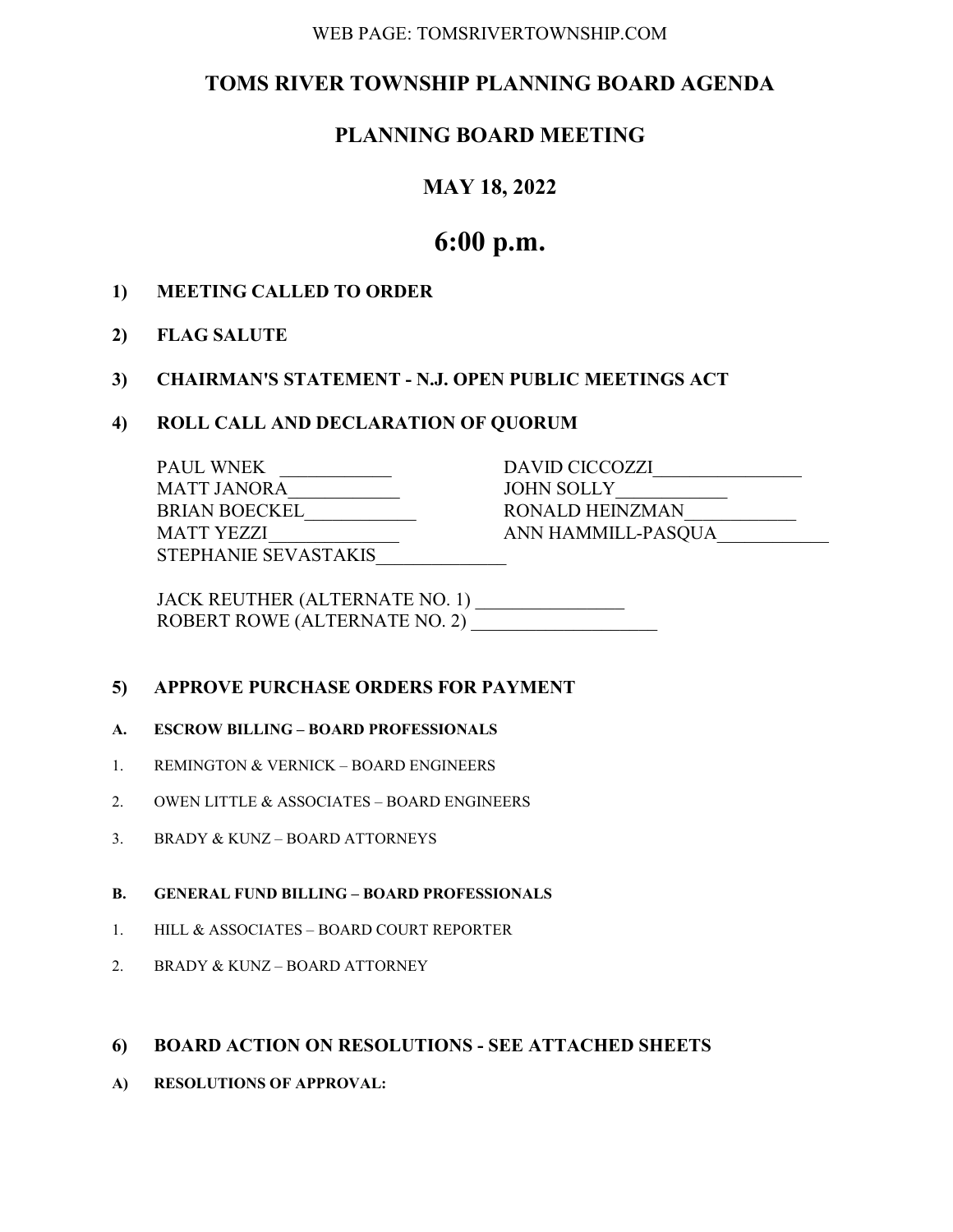WEB PAGE: TOMSRIVERTOWNSHIP.COM

# TOMS RIVER TOWNSHIP PLANNING BOARD AGENDA

## PLANNING BOARD MEETING

## MAY 18, 2022

# 6:00 p.m.

**1) MEETING CALLED TO ORDER**

**2) FLAG SALUTE**

**3) CHAIRMAN'S STATEMENT - N.J. OPEN PUBLIC MEETINGS ACT**

**4) ROLL CALL AND DECLARATION OF QUORUM**

PAUL WNEK ____________
MATT JANORA____________
BRIAN BOECKEL____________
MATT YEZZI______________
STEPHANIE SEVASTAKIS______________
DAVID CICCOZZI________________
JOHN SOLLY____________
RONALD HEINZMAN____________
ANN HAMMILL-PASQUA____________

JACK REUTHER (ALTERNATE NO. 1) ________________
ROBERT ROWE (ALTERNATE NO. 2) ____________________

**5) APPROVE PURCHASE ORDERS FOR PAYMENT**

**A. ESCROW BILLING – BOARD PROFESSIONALS**

1. REMINGTON & VERNICK – BOARD ENGINEERS
2. OWEN LITTLE & ASSOCIATES – BOARD ENGINEERS
3. BRADY & KUNZ – BOARD ATTORNEYS

**B. GENERAL FUND BILLING – BOARD PROFESSIONALS**

1. HILL & ASSOCIATES – BOARD COURT REPORTER
2. BRADY & KUNZ – BOARD ATTORNEY

**6) BOARD ACTION ON RESOLUTIONS - SEE ATTACHED SHEETS**

**A) RESOLUTIONS OF APPROVAL:**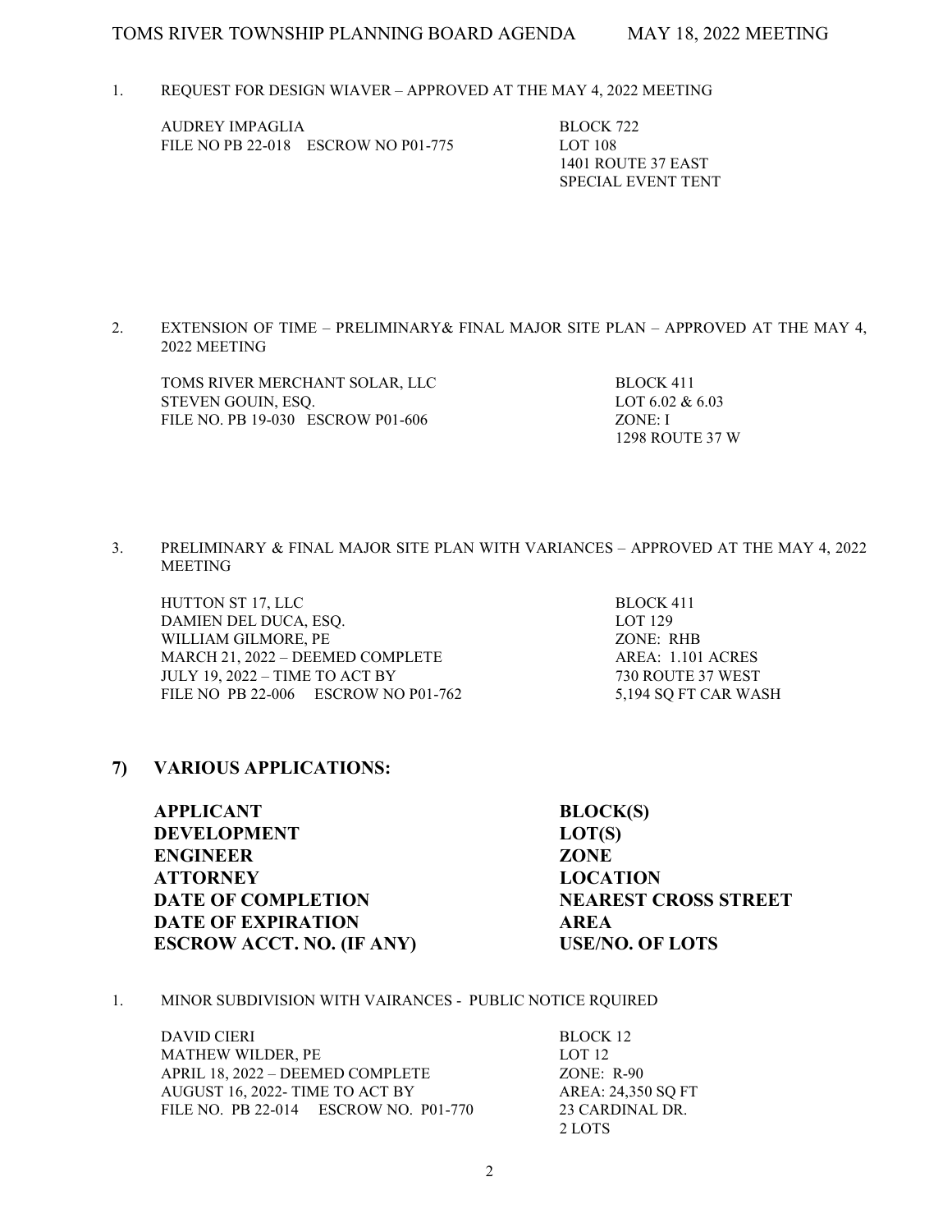1. REQUEST FOR DESIGN WIAVER – APPROVED AT THE MAY 4, 2022 MEETING

| | |
|---|---|
| AUDREY IMPAGLIA | BLOCK 722 |
| FILE NO PB 22-018 ESCROW NO P01-775 | LOT 108 |
| | 1401 ROUTE 37 EAST |
| | SPECIAL EVENT TENT |

2. EXTENSION OF TIME – PRELIMINARY& FINAL MAJOR SITE PLAN – APPROVED AT THE MAY 4, 2022 MEETING

| | |
|---|---|
| TOMS RIVER MERCHANT SOLAR, LLC | BLOCK 411 |
| STEVEN GOUIN, ESQ. | LOT 6.02 & 6.03 |
| FILE NO. PB 19-030 ESCROW P01-606 | ZONE: I |
| | 1298 ROUTE 37 W |

3. PRELIMINARY & FINAL MAJOR SITE PLAN WITH VARIANCES – APPROVED AT THE MAY 4, 2022 MEETING

| | |
|---|---|
| HUTTON ST 17, LLC | BLOCK 411 |
| DAMIEN DEL DUCA, ESQ. | LOT 129 |
| WILLIAM GILMORE, PE | ZONE: RHB |
| MARCH 21, 2022 – DEEMED COMPLETE | AREA: 1.101 ACRES |
| JULY 19, 2022 – TIME TO ACT BY | 730 ROUTE 37 WEST |
| FILE NO PB 22-006 ESCROW NO P01-762 | 5,194 SQ FT CAR WASH |

## 7) VARIOUS APPLICATIONS:

| | |
|---|---|
| **APPLICANT** | **BLOCK(S)** |
| **DEVELOPMENT** | **LOT(S)** |
| **ENGINEER** | **ZONE** |
| **ATTORNEY** | **LOCATION** |
| **DATE OF COMPLETION** | **NEAREST CROSS STREET** |
| **DATE OF EXPIRATION** | **AREA** |
| **ESCROW ACCT. NO. (IF ANY)** | **USE/NO. OF LOTS** |

1. MINOR SUBDIVISION WITH VAIRANCES - PUBLIC NOTICE RQUIRED

| | |
|---|---|
| DAVID CIERI | BLOCK 12 |
| MATHEW WILDER, PE | LOT 12 |
| APRIL 18, 2022 – DEEMED COMPLETE | ZONE: R-90 |
| AUGUST 16, 2022- TIME TO ACT BY | AREA: 24,350 SQ FT |
| FILE NO. PB 22-014 ESCROW NO. P01-770 | 23 CARDINAL DR. |
| | 2 LOTS |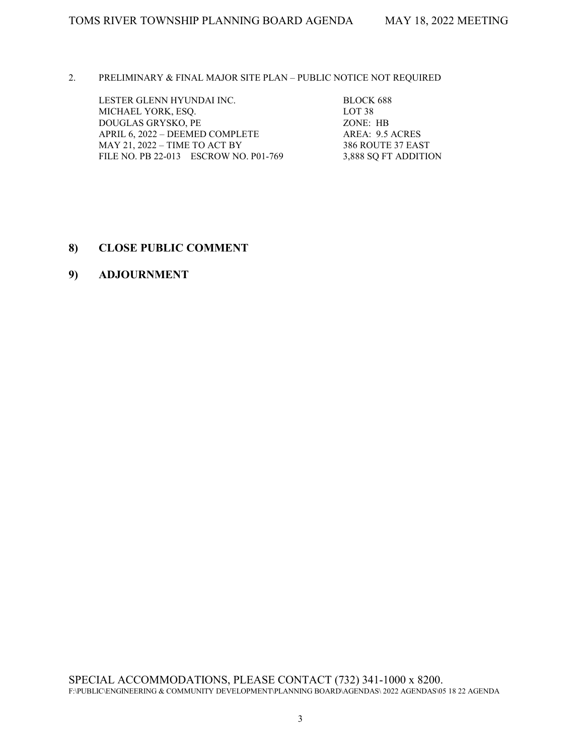2. PRELIMINARY & FINAL MAJOR SITE PLAN – PUBLIC NOTICE NOT REQUIRED

| | |
|---|---|
| LESTER GLENN HYUNDAI INC. | BLOCK 688 |
| MICHAEL YORK, ESQ. | LOT 38 |
| DOUGLAS GRYSKO, PE | ZONE: HB |
| APRIL 6, 2022 – DEEMED COMPLETE | AREA: 9.5 ACRES |
| MAY 21, 2022 – TIME TO ACT BY | 386 ROUTE 37 EAST |
| FILE NO. PB 22-013 ESCROW NO. P01-769 | 3,888 SQ FT ADDITION |

## 8) CLOSE PUBLIC COMMENT

## 9) ADJOURNMENT

SPECIAL ACCOMMODATIONS, PLEASE CONTACT (732) 341-1000 x 8200.

F:\PUBLIC\ENGINEERING & COMMUNITY DEVELOPMENT\PLANNING BOARD\AGENDAS\ 2022 AGENDAS\05 18 22 AGENDA